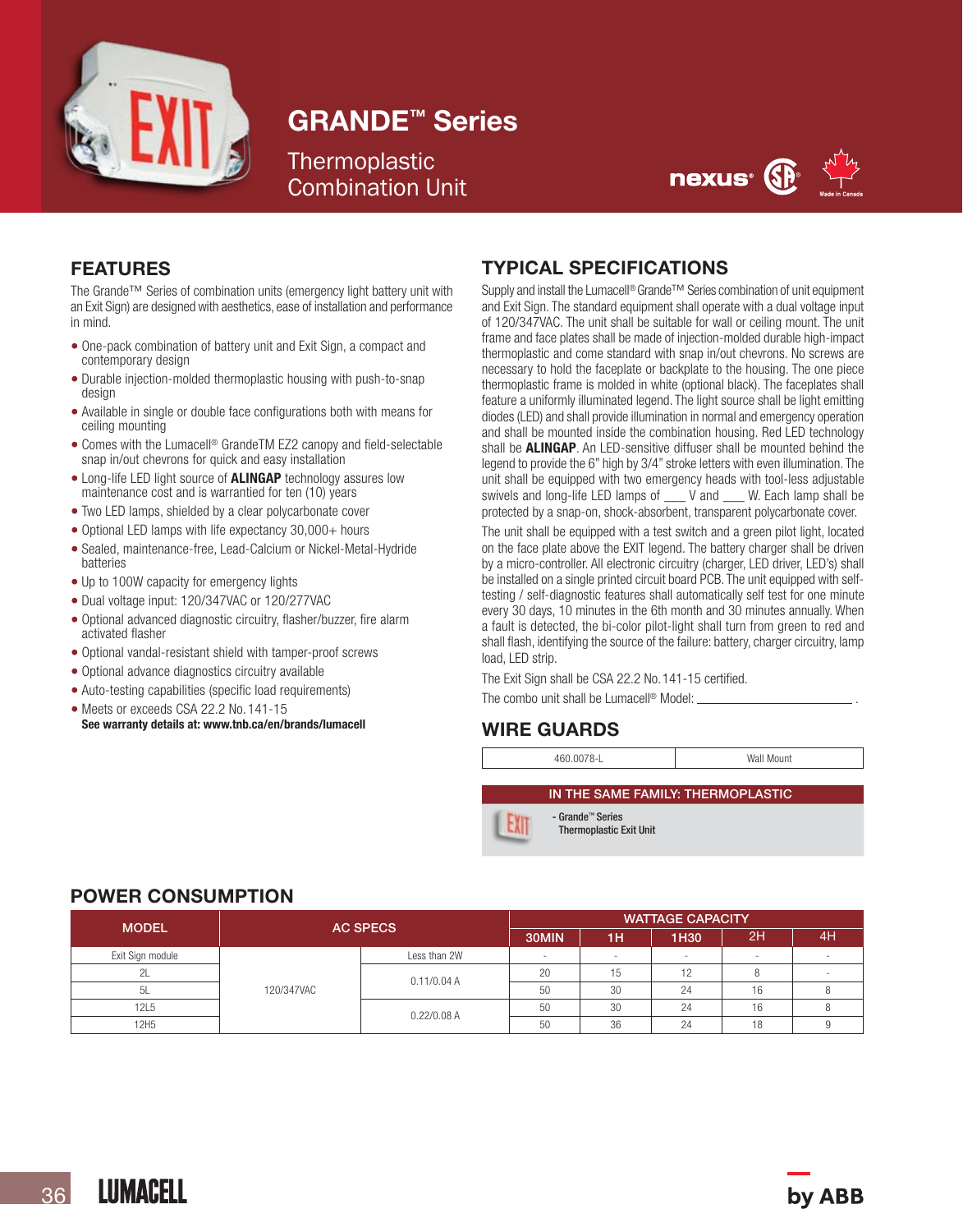# GRANDE™ Series

## Thermoplastic Combination Unit

nexus® Made in Canada

## FEATURES

The Grande™ Series of combination units (emergency light battery unit with an Exit Sign) are designed with aesthetics, ease of installation and performance in mind.

- One-pack combination of battery unit and Exit Sign, a compact and contemporary design
- Durable injection-molded thermoplastic housing with push-to-snap design
- Available in single or double face configurations both with means for ceiling mounting
- Comes with the Lumacell® GrandeTM EZ2 canopy and field-selectable snap in/out chevrons for quick and easy installation
- Long-life LED light source of **ALINGAP** technology assures low maintenance cost and is warrantied for ten (10) years
- Two LED lamps, shielded by a clear polycarbonate cover
- Optional LED lamps with life expectancy 30,000+ hours
- Sealed, maintenance-free, Lead-Calcium or Nickel-Metal-Hydride batteries
- Up to 100W capacity for emergency lights
- Dual voltage input: 120/347VAC or 120/277VAC
- Optional advanced diagnostic circuitry, flasher/buzzer, fire alarm activated flasher
- Optional vandal-resistant shield with tamper-proof screws
- Optional advance diagnostics circuitry available
- Auto-testing capabilities (specific load requirements)
- Meets or exceeds CSA 22.2 No. 141-15

**See warranty details at: www.tnb.ca/en/brands/lumacell**

## TYPICAL SPECIFICATIONS

Supply and install the Lumacell® Grande™ Series combination of unit equipment and Exit Sign. The standard equipment shall operate with a dual voltage input of 120/347VAC. The unit shall be suitable for wall or ceiling mount. The unit frame and face plates shall be made of injection-molded durable high-impact thermoplastic and come standard with snap in/out chevrons. No screws are necessary to hold the faceplate or backplate to the housing. The one piece thermoplastic frame is molded in white (optional black). The faceplates shall feature a uniformly illuminated legend. The light source shall be light emitting diodes (LED) and shall provide illumination in normal and emergency operation and shall be mounted inside the combination housing. Red LED technology shall be **ALINGAP**. An LED-sensitive diffuser shall be mounted behind the legend to provide the 6" high by 3/4" stroke letters with even illumination. The unit shall be equipped with two emergency heads with tool-less adjustable swivels and long-life LED lamps of ___ V and ___ W. Each lamp shall be protected by a snap-on, shock-absorbent, transparent polycarbonate cover.

The unit shall be equipped with a test switch and a green pilot light, located on the face plate above the EXIT legend. The battery charger shall be driven by a micro-controller. All electronic circuitry (charger, LED driver, LED's) shall be installed on a single printed circuit board PCB. The unit equipped with self-testing / self-diagnostic features shall automatically self test for one minute every 30 days, 10 minutes in the 6th month and 30 minutes annually. When a fault is detected, the bi-color pilot-light shall turn from green to red and shall flash, identifying the source of the failure: battery, charger circuitry, lamp load, LED strip.

The Exit Sign shall be CSA 22.2 No. 141-15 certified.

The combo unit shall be Lumacell® Model: ______________________ .

## WIRE GUARDS

| 460.0078-L | Wall Mount |
|---|---|

**IN THE SAME FAMILY: THERMOPLASTIC**

- Grande™ Series Thermoplastic Exit Unit

## POWER CONSUMPTION

| MODEL | AC SPECS | | WATTAGE CAPACITY | | | | |
|---|---|---|---|---|---|---|---|
| | | | 30MIN | 1H | 1H30 | 2H | 4H |
| Exit Sign module | 120/347VAC | Less than 2W | - | - | - | - | - |
| 2L | | 0.11/0.04 A | 20 | 15 | 12 | 8 | - |
| 5L | | | 50 | 30 | 24 | 16 | 8 |
| 12L5 | | 0.22/0.08 A | 50 | 30 | 24 | 16 | 8 |
| 12H5 | | | 50 | 36 | 24 | 18 | 9 |

LUMACELL by ABB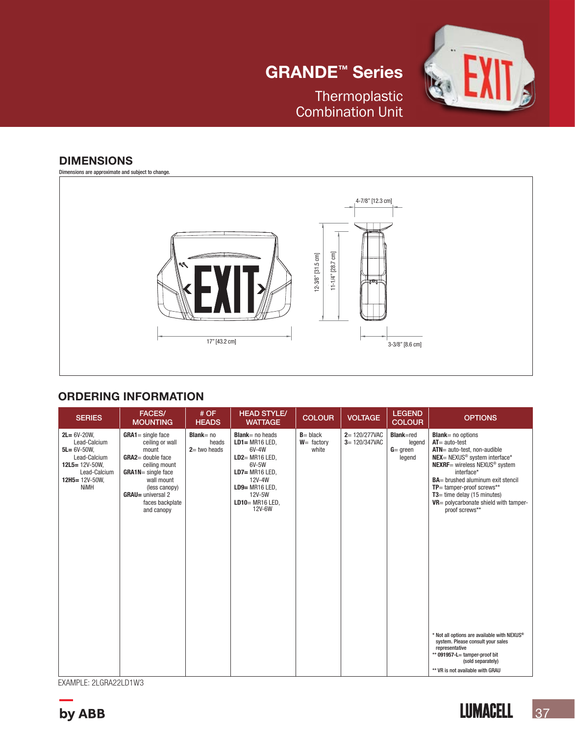# GRANDE™ Series

Thermoplastic Combination Unit

## DIMENSIONS

Dimensions are approximate and subject to change.

4-7/8" [12.3 cm]

12-3/8" [31.5 cm]

11-1/4" [28.7 cm]

17" [43.2 cm]

3-3/8" [8.6 cm]

## ORDERING INFORMATION

| SERIES | FACES/ MOUNTING | # OF HEADS | HEAD STYLE/ WATTAGE | COLOUR | VOLTAGE | LEGEND COLOUR | OPTIONS |
|---|---|---|---|---|---|---|---|
| **2L=** 6V-20W, Lead-Calcium<br>**5L=** 6V-50W, Lead-Calcium<br>**12L5=** 12V-50W, Lead-Calcium<br>**12H5=** 12V-50W, NiMH | **GRA1**= single face ceiling or wall mount<br>**GRA2**= double face ceiling mount<br>**GRA1N**= single face wall mount (less canopy)<br>**GRAU=** universal 2 faces backplate and canopy | **Blank**= no heads<br>**2**= two heads | **Blank**= no heads<br>**LD1=** MR16 LED, 6V-4W<br>**LD2**= MR16 LED, 6V-5W<br>**LD7=** MR16 LED, 12V-4W<br>**LD9=** MR16 LED, 12V-5W<br>**LD10**= MR16 LED, 12V-6W | **B**= black<br>**W**= factory white | **2**= 120/277VAC<br>**3**= 120/347VAC | **Blank**=red legend<br>**G**= green legend | **Blank**= no options<br>**AT**= auto-test<br>**ATN**= auto-test, non-audible<br>**NEX**= NEXUS® system interface*<br>**NEXRF**= wireless NEXUS® system interface*<br>**BA**= brushed aluminum exit stencil<br>**TP**= tamper-proof screws**<br>**T3**= time delay (15 minutes)<br>**VR**= polycarbonate shield with tamper-proof screws**<br><br>* Not all options are available with NEXUS® system. Please consult your sales representative<br>** 091957-L= tamper-proof bit (sold separately)<br>** VR is not available with GRAU |

EXAMPLE: 2LGRA22LD1W3

by ABB

LUMACELL